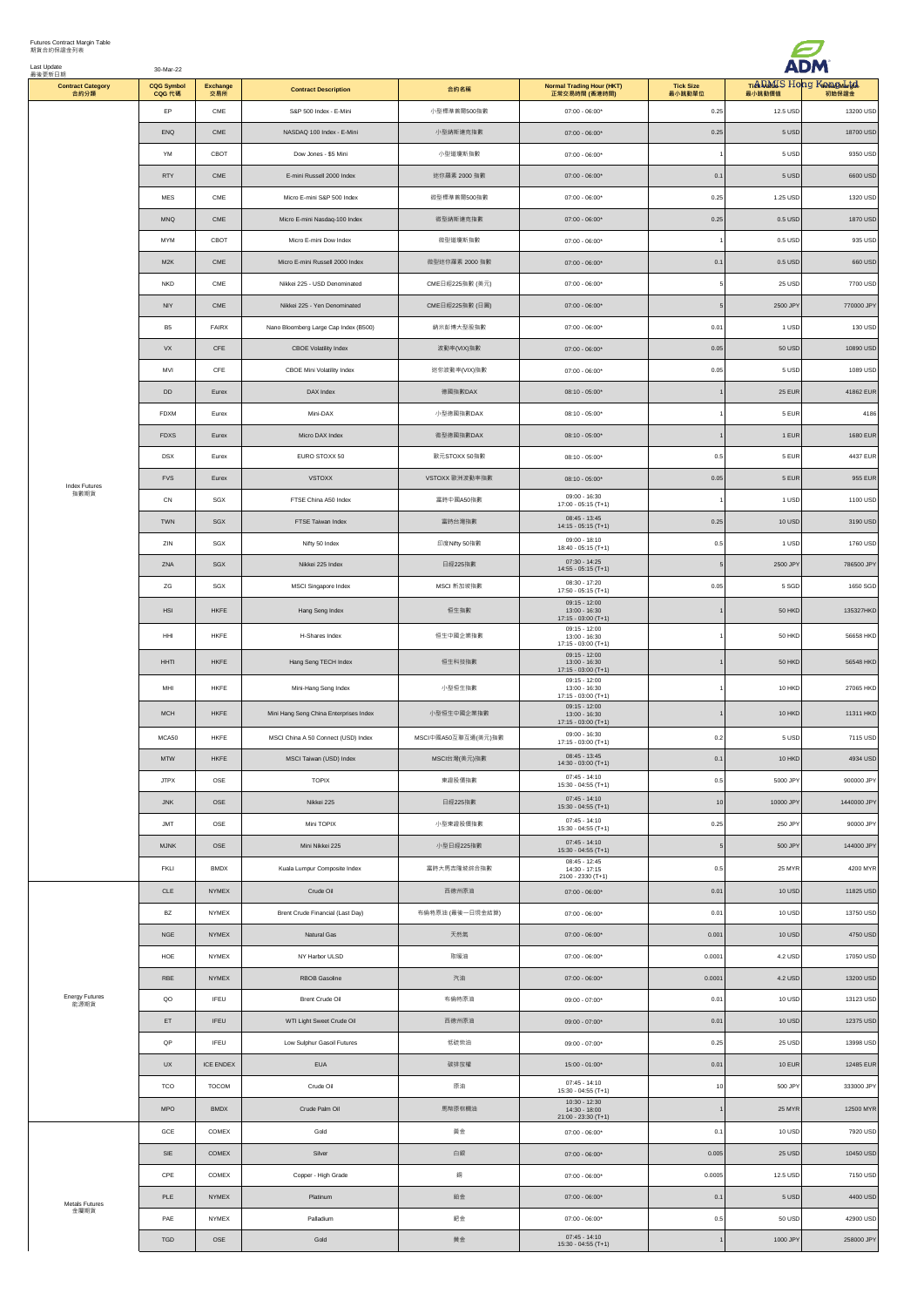Futures Contract Margin Table
期貨合約保證金列表

Last Update 最後更新日期 30-Mar-22

ADM ADMIS Hong Kong Ltd

| Contract Category 合約分類 | CQG Symbol CQG 代碼 | Exchange 交易所 | Contract Description | 合約名稱 | Normal Trading Hour (HKT) 正常交易時間 (香港時間) | Tick Size 最小跳動單位 | Tick Value 最小跳動價值 | Initial Margin 初始保證金 |
|---|---|---|---|---|---|---|---|---|
| Index Futures 指數期貨 | EP | CME | S&P 500 Index - E-Mini | 小型標準普爾500指數 | 07:00 - 06:00* | 0.25 | 12.5 USD | 13200 USD |
| | ENQ | CME | NASDAQ 100 Index - E-Mini | 小型納斯達克指數 | 07:00 - 06:00* | 0.25 | 5 USD | 18700 USD |
| | YM | CBOT | Dow Jones - $5 Mini | 小型道瓊斯指數 | 07:00 - 06:00* | 1 | 5 USD | 9350 USD |
| | RTY | CME | E-mini Russell 2000 Index | 迷你羅素 2000 指數 | 07:00 - 06:00* | 0.1 | 5 USD | 6600 USD |
| | MES | CME | Micro E-mini S&P 500 Index | 微型標準普爾500指數 | 07:00 - 06:00* | 0.25 | 1.25 USD | 1320 USD |
| | MNQ | CME | Micro E-mini Nasdaq-100 Index | 微型納斯達克指數 | 07:00 - 06:00* | 0.25 | 0.5 USD | 1870 USD |
| | MYM | CBOT | Micro E-mini Dow Index | 微型道瓊斯指數 | 07:00 - 06:00* | 1 | 0.5 USD | 935 USD |
| | M2K | CME | Micro E-mini Russell 2000 Index | 微型迷你羅素 2000 指數 | 07:00 - 06:00* | 0.1 | 0.5 USD | 660 USD |
| | NKD | CME | Nikkei 225 - USD Denominated | CME日經225指數 (美元) | 07:00 - 06:00* | 5 | 25 USD | 7700 USD |
| | NIY | CME | Nikkei 225 - Yen Denominated | CME日經225指數 (日圓) | 07:00 - 06:00* | 5 | 2500 JPY | 770000 JPY |
| | B5 | FAIRX | Nano Bloomberg Large Cap Index (B500) | 納米彭博大型股指數 | 07:00 - 06:00* | 0.01 | 1 USD | 130 USD |
| | VX | CFE | CBOE Volatility Index | 波動率(VIX)指數 | 07:00 - 06:00* | 0.05 | 50 USD | 10890 USD |
| | MVI | CFE | CBOE Mini Volatility Index | 迷你波動率(VIX)指數 | 07:00 - 06:00* | 0.05 | 5 USD | 1089 USD |
| | DD | Eurex | DAX Index | 德國指數DAX | 08:10 - 05:00* | 1 | 25 EUR | 41862 EUR |
| | FDXM | Eurex | Mini-DAX | 小型德國指數DAX | 08:10 - 05:00* | 1 | 5 EUR | 4186 |
| | FDXS | Eurex | Micro DAX Index | 微型德國指數DAX | 08:10 - 05:00* | 1 | 1 EUR | 1680 EUR |
| | DSX | Eurex | EURO STOXX 50 | 歐元STOXX 50指數 | 08:10 - 05:00* | 0.5 | 5 EUR | 4437 EUR |
| | FVS | Eurex | VSTOXX | VSTOXX 歐洲波動率指數 | 08:10 - 05:00* | 0.05 | 5 EUR | 955 EUR |
| | CN | SGX | FTSE China A50 Index | 富時中國A50指數 | 09:00 - 16:30 17:00 - 05:15 (T+1) | 1 | 1 USD | 1100 USD |
| | TWN | SGX | FTSE Taiwan Index | 富時台灣指數 | 08:45 - 13:45 14:15 - 05:15 (T+1) | 0.25 | 10 USD | 3190 USD |
| | ZIN | SGX | Nifty 50 Index | 印度Nifty 50指數 | 09:00 - 18:10 18:40 - 05:15 (T+1) | 0.5 | 1 USD | 1760 USD |
| | ZNA | SGX | Nikkei 225 Index | 日經225指數 | 07:30 - 14:25 14:55 - 05:15 (T+1) | 5 | 2500 JPY | 786500 JPY |
| | ZG | SGX | MSCI Singapore Index | MSCI 新加坡指數 | 08:30 - 17:20 17:50 - 05:15 (T+1) | 0.05 | 5 SGD | 1650 SGD |
| | HSI | HKFE | Hang Seng Index | 恒生指數 | 09:15 - 12:00 13:00 - 16:30 17:15 - 03:00 (T+1) | 1 | 50 HKD | 135327HKD |
| | HHI | HKFE | H-Shares Index | 恒生中國企業指數 | 09:15 - 12:00 13:00 - 16:30 17:15 - 03:00 (T+1) | 1 | 50 HKD | 56658 HKD |
| | HHTI | HKFE | Hang Seng TECH Index | 恒生科技指數 | 09:15 - 12:00 13:00 - 16:30 17:15 - 03:00 (T+1) | 1 | 50 HKD | 56548 HKD |
| | MHI | HKFE | Mini-Hang Seng Index | 小型恒生指數 | 09:15 - 12:00 13:00 - 16:30 17:15 - 03:00 (T+1) | 1 | 10 HKD | 27065 HKD |
| | MCH | HKFE | Mini Hang Seng China Enterprises Index | 小型恒生中國企業指數 | 09:15 - 12:00 13:00 - 16:30 17:15 - 03:00 (T+1) | 1 | 10 HKD | 11311 HKD |
| | MCA50 | HKFE | MSCI China A 50 Connect (USD) Index | MSCI中國A50互聯互通(美元)指數 | 09:00 - 16:30 17:15 - 03:00 (T+1) | 0.2 | 5 USD | 7115 USD |
| | MTW | HKFE | MSCI Taiwan (USD) Index | MSCI台灣(美元)指數 | 08:45 - 13:45 14:30 - 03:00 (T+1) | 0.1 | 10 HKD | 4934 USD |
| | JTPX | OSE | TOPIX | 東證股價指數 | 07:45 - 14:10 15:30 - 04:55 (T+1) | 0.5 | 5000 JPY | 900000 JPY |
| | JNK | OSE | Nikkei 225 | 日經225指數 | 07:45 - 14:10 15:30 - 04:55 (T+1) | 10 | 10000 JPY | 1440000 JPY |
| | JMT | OSE | Mini TOPIX | 小型東證股價指數 | 07:45 - 14:10 15:30 - 04:55 (T+1) | 0.25 | 250 JPY | 90000 JPY |
| | MJNK | OSE | Mini Nikkei 225 | 小型日經225指數 | 07:45 - 14:10 15:30 - 04:55 (T+1) | 5 | 500 JPY | 144000 JPY |
| | FKLI | BMDX | Kuala Lumpur Composite Index | 富時大馬吉隆坡綜合指數 | 08:45 - 12:45 14:30 - 17:15 2100 - 2330 (T+1) | 0.5 | 25 MYR | 4200 MYR |
| Energy Futures 能源期貨 | CLE | NYMEX | Crude Oil | 西德州原油 | 07:00 - 06:00* | 0.01 | 10 USD | 11825 USD |
| | BZ | NYMEX | Brent Crude Financial (Last Day) | 布倫特原油 (最後一日現金結算) | 07:00 - 06:00* | 0.01 | 10 USD | 13750 USD |
| | NGE | NYMEX | Natural Gas | 天然氣 | 07:00 - 06:00* | 0.001 | 10 USD | 4750 USD |
| | HOE | NYMEX | NY Harbor ULSD | 取暖油 | 07:00 - 06:00* | 0.0001 | 4.2 USD | 17050 USD |
| | RBE | NYMEX | RBOB Gasoline | 汽油 | 07:00 - 06:00* | 0.0001 | 4.2 USD | 13200 USD |
| | QO | IFEU | Brent Crude Oil | 布倫特原油 | 09:00 - 07:00* | 0.01 | 10 USD | 13123 USD |
| | ET | IFEU | WTI Light Sweet Crude Oil | 西德州原油 | 09:00 - 07:00* | 0.01 | 10 USD | 12375 USD |
| | QP | IFEU | Low Sulphur Gasoil Futures | 低硫柴油 | 09:00 - 07:00* | 0.25 | 25 USD | 13998 USD |
| | UX | ICE ENDEX | EUA | 碳排放權 | 15:00 - 01:00* | 0.01 | 10 EUR | 12485 EUR |
| | TCO | TOCOM | Crude Oil | 原油 | 07:45 - 14:10 15:30 - 04:55 (T+1) | 10 | 500 JPY | 333000 JPY |
| | MPO | BMDX | Crude Palm Oil | 馬幣原棕櫚油 | 10:30 - 12:30 14:30 - 18:00 21:00 - 23:30 (T+1) | 1 | 25 MYR | 12500 MYR |
| Metals Futures 金屬期貨 | GCE | COMEX | Gold | 黃金 | 07:00 - 06:00* | 0.1 | 10 USD | 7920 USD |
| | SIE | COMEX | Silver | 白銀 | 07:00 - 06:00* | 0.005 | 25 USD | 10450 USD |
| | CPE | COMEX | Copper - High Grade | 銅 | 07:00 - 06:00* | 0.0005 | 12.5 USD | 7150 USD |
| | PLE | NYMEX | Platinum | 鉑金 | 07:00 - 06:00* | 0.1 | 5 USD | 4400 USD |
| | PAE | NYMEX | Palladium | 鈀金 | 07:00 - 06:00* | 0.5 | 50 USD | 42900 USD |
| | TGD | OSE | Gold | 黃金 | 07:45 - 14:10 15:30 - 04:55 (T+1) | 1 | 1000 JPY | 258000 JPY |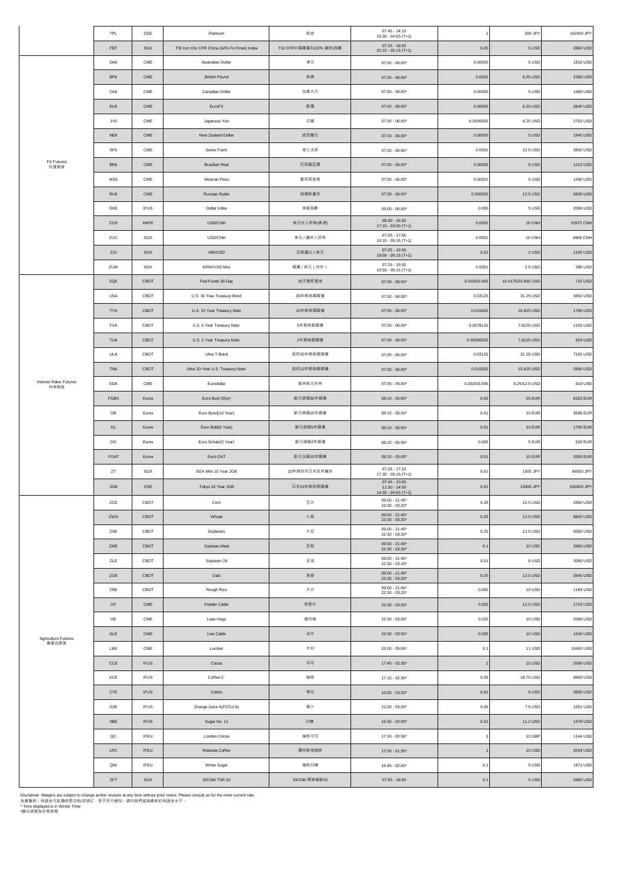| | | | | | | | | |
|---|---|---|---|---|---|---|---|---|
| | TPL | OSE | Platinum | 鉑金 | 07:45 - 14:10<br>15:30 - 04:55 (T+1) | 1 | 500 JPY | 162000 JPY |
| | FEF | SGX | TSI Iron Ore CFR China (62% Fe Fines) Index | TSI CFR中國鐵礦石(62% 鐵粉)指數 | 07:25 - 19:55<br>20:15 - 05:15 (T+1) | 0.05 | 5 USD | 2860 USD |
| FX Futures<br>外匯期貨 | DA6 | CME | Australian Dollar | 澳元 | 07:00 - 06:00* | 0.00005 | 5 USD | 1815 USD |
| | BP6 | CME | British Pound | 英鎊 | 07:00 - 06:00* | 0.0001 | 6.25 USD | 2365 USD |
| | CA6 | CME | Canadian Dollar | 加拿大元 | 07:00 - 06:00* | 0.00005 | 5 USD | 1485 USD |
| | EU6 | CME | EuroFX | 歐羅 | 07:00 - 06:00* | 0.00005 | 6.25 USD | 2640 USD |
| | JY6 | CME | Japanese Yen | 日圓 | 07:00 - 06:00* | 0.0000005 | 6.25 USD | 2750 USD |
| | NE6 | CME | New Zealand Dollar | 紐西蘭元 | 07:00 - 06:00* | 0.00005 | 5 USD | 1540 USD |
| | SF6 | CME | Swiss Franc | 瑞士法郎 | 07:00 - 06:00* | 0.0001 | 12.5 USD | 3850 USD |
| | BR6 | CME | Brazilian Real | 巴西雷亞爾 | 07:00 - 06:00* | 0.00005 | 5 USD | 1210 USD |
| | MX6 | CME | Mexican Peso | 墨西哥披索 | 07:00 - 06:00* | 0.00001 | 5 USD | 1430 USD |
| | RU6 | CME | Russian Ruble | 俄羅斯盧布 | 07:00 - 06:00* | 0.000005 | 12.5 USD | 5830 USD |
| | DXE | IFUS | Dollar Index | 美匯指數 | 09:00 - 06:00* | 0.005 | 5 USD | 2090 USD |
| | CUS | HKFE | USD/CNH | 美元兌人民幣(香港) | 08:30 - 16:30<br>17:15 - 03:00 (T+1) | 0.0001 | 10 CNH | 10972 CNH |
| | ZUC | SGX | USD/CNH | 美元 / 離岸人民幣 | 07:25 - 17:55<br>18:15 - 05:15 (T+1) | 0.0001 | 10 CNH | 8800 CNH |
| | ZUI | SGX | INR/USD | 印度盧比 / 美元 | 07:25 - 19:30<br>19:50 - 05:15 (T+1) | 0.01 | 2 USD | 1100 USD |
| | ZUW | SGX | KRW/USD Mini | 韓圜 / 美元（迷你） | 07:25 - 19:30<br>19:50 - 05:15 (T+1) | 0.0001 | 2.5 USD | 396 USD |
| Interest Rates Futures<br>利率期貨 | ZQE | CBOT | Fed Funds 30 Day | 30天聯邦基金 | 07:00 - 06:00* | 0.0025/0.005 | 10.4175/20.835 USD | 715 USD |
| | USA | CBOT | U.S. 30 Year Treasury Bond | 30年期美國國債 | 07:00 - 06:00* | 0.03125 | 31.25 USD | 3850 USD |
| | TYA | CBOT | U.S. 10 Year Treasury Note | 10年期美國國債 | 07:00 - 06:00* | 0.015625 | 15.625 USD | 1760 USD |
| | FVA | CBOT | U.S. 5 Year Treasury Note | 5年期美國國債 | 07:00 - 06:00* | 0.0078125 | 7.8125 USD | 1155 USD |
| | TUA | CBOT | U.S. 2 Year Treasury Note | 2年期美國國債 | 07:00 - 06:00* | 0.00390625 | 7.8125 USD | 924 USD |
| | ULA | CBOT | Ultra T-Bond | 超長30年期美國國債 | 07:00 - 06:00* | 0.03125 | 31.25 USD | 7150 USD |
| | TNA | CBOT | Ultra 10-Year U.S. Treasury Note | 超長10年期美國國債 | 07:00 - 06:00* | 0.015625 | 15.625 USD | 2695 USD |
| | EDA | CME | Eurodollar | 歐洲美元利率 | 07:00 - 06:00* | 0.0025/0.005 | 6.25/12.5 USD | 910 USD |
| | FGBX | Eurex | Euro Buxl (30yr) | 歐元德國30年國債 | 08:10 - 05:00* | 0.02 | 20 EUR | 8322 EUR |
| | DB | Eurex | Euro Bund(10 Year) | 歐元德國10年國債 | 08:10 - 05:00* | 0.01 | 10 EUR | 3596 EUR |
| | DL | Eurex | Euro Bobl(5 Year) | 歐元德國5年國債 | 08:10 - 05:00* | 0.01 | 10 EUR | 1780 EUR |
| | DG | Eurex | Euro Schatz(2 Year) | 歐元德國2年國債 | 08:10 - 05:00* | 0.005 | 5 EUR | 528 EUR |
| | FOAT | Eurex | Euro-OAT | 歐元法國10年國債 | 08:10 - 05:00* | 0.01 | 10 EUR | 3355 EUR |
| | ZT | SGX | SGX Mini 10 Year JGB | 10年期迷你日本政府債券 | 07:25 - 17:10<br>17:35 - 05:15 (T+1) | 0.01 | 1000 JPY | 66000 JPY |
| | JGB | OSE | Tokyo 10 Year JGB | 日本10年期長期國債 | 07:45 - 10:00<br>11:30 - 14:00<br>14:30 - 04:55 (T+1) | 0.01 | 10000 JPY | 630000 JPY |
| Agriculture Futures<br>農產品期貨 | ZCE | CBOT | Corn | 玉米 | 09:00 - 21:45*<br>22:30 - 03:20* | 0.25 | 12.5 USD | 2950 USD |
| | ZWA | CBOT | Wheat | 小麥 | 09:00 - 21:45*<br>22:30 - 03:20* | 0.25 | 12.5 USD | 6600 USD |
| | ZSE | CBOT | Soybeans | 大豆 | 09:00 - 21:45*<br>22:30 - 03:20* | 0.25 | 12.5 USD | 5060 USD |
| | ZME | CBOT | Soybean Meal | 豆粕 | 09:00 - 21:45*<br>22:30 - 03:20* | 0.1 | 10 USD | 2860 USD |
| | ZLE | CBOT | Soybean Oil | 豆油 | 09:00 - 21:45*<br>22:30 - 03:20* | 0.01 | 6 USD | 3080 USD |
| | ZOE | CBOT | Oats | 燕麥 | 09:00 - 21:45*<br>22:30 - 03:20* | 0.25 | 12.5 USD | 2640 USD |
| | ZRE | CBOT | Rough Rice | 大米 | 09:00 - 21:45*<br>22:30 - 03:20* | 0.005 | 10 USD | 1183 USD |
| | GF | CME | Feeder Cattle | 育肥牛 | 22:30 - 03:05* | 0.025 | 12.5 USD | 2723 USD |
| | HE | CME | Lean Hogs | 瘦肉豬 | 22:30 - 03:05* | 0.025 | 10 USD | 2090 USD |
| | GLE | CME | Live Cattle | 活牛 | 22:30 - 03:05* | 0.025 | 10 USD | 1540 USD |
| | LBS | CME | Lumber | 木材 | 23:00 - 05:05* | 0.1 | 11 USD | 10450 USD |
| | CCE | IFUS | Cocoa | 可可 | 17:45 - 02:30* | 1 | 10 USD | 2090 USD |
| | KCE | IFUS | Coffee C | 咖啡 | 17:15 - 02:30* | 0.05 | 18.75 USD | 9900 USD |
| | CTE | IFUS | Cotton | 棉花 | 10:00 - 03:20* | 0.01 | 5 USD | 3850 USD |
| | OJE | IFUS | Orange Juice A(FCOJ-A) | 橙汁 | 21:00 - 03:00* | 0.05 | 7.5 USD | 1551 USD |
| | SBE | IFUS | Sugar No. 11 | 白糖 | 16:30 - 02:00* | 0.01 | 11.2 USD | 1478 USD |
| | QC | IFEU | London Cocoa | 倫敦可可 | 17:30 - 00:55* | 1 | 10 GBP | 1144 USD |
| | LRC | IFEU | Robusta Coffee | 羅布斯塔咖啡 | 17:00 - 01:30* | 1 | 10 USD | 2024 USD |
| | QW | IFEU | White Sugar | 倫敦白糖 | 16:45 - 02:00* | 0.1 | 5 USD | 1871 USD |
| | ZFT | SGX | SICOM TSR 20 | SICOM 標準橡膠20 | 07:55 - 18:00 | 0.1 | 5 USD | 2860 USD |

Disclaimer: Margins are subject to change and/or revision at any time without prior notice. Please consult us for the most current rate.
免責聲明：保證金可能隨時更改和/或修訂，恕不另行通知。請向我們諮詢最新的保證金水平。
\* Time displayed is in Winter Time
*顯示時間為冬季時間